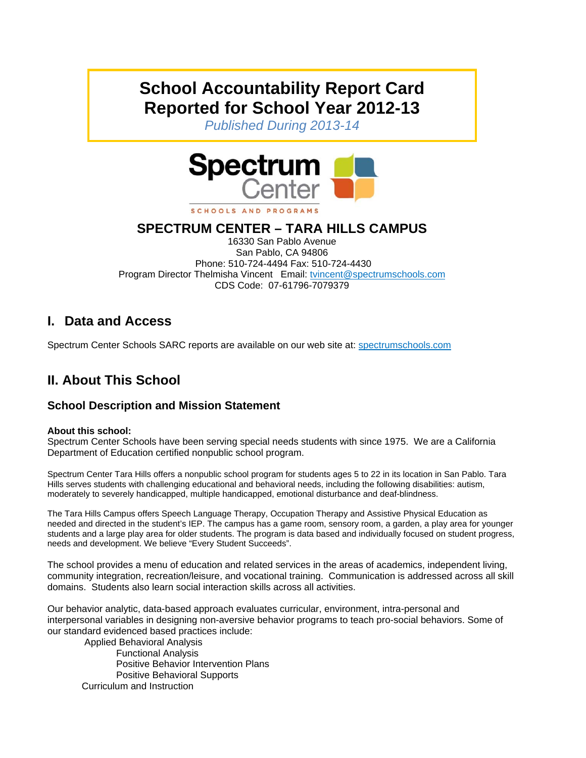# School Accountability Report Card
# Reported for School Year 2012-13

*Published During 2013-14*

Spectrum Center

SCHOOLS AND PROGRAMS

## SPECTRUM CENTER – TARA HILLS CAMPUS

16330 San Pablo Avenue
San Pablo, CA 94806
Phone: 510-724-4494 Fax: 510-724-4430
Program Director Thelmisha Vincent Email: tvincent@spectrumschools.com
CDS Code: 07-61796-7079379

## I. Data and Access

Spectrum Center Schools SARC reports are available on our web site at: spectrumschools.com

## II. About This School

### School Description and Mission Statement

**About this school:**
Spectrum Center Schools have been serving special needs students with since 1975. We are a California Department of Education certified nonpublic school program.

Spectrum Center Tara Hills offers a nonpublic school program for students ages 5 to 22 in its location in San Pablo. Tara Hills serves students with challenging educational and behavioral needs, including the following disabilities: autism, moderately to severely handicapped, multiple handicapped, emotional disturbance and deaf-blindness.

The Tara Hills Campus offers Speech Language Therapy, Occupation Therapy and Assistive Physical Education as needed and directed in the student's IEP. The campus has a game room, sensory room, a garden, a play area for younger students and a large play area for older students. The program is data based and individually focused on student progress, needs and development. We believe "Every Student Succeeds".

The school provides a menu of education and related services in the areas of academics, independent living, community integration, recreation/leisure, and vocational training. Communication is addressed across all skill domains. Students also learn social interaction skills across all activities.

Our behavior analytic, data-based approach evaluates curricular, environment, intra-personal and interpersonal variables in designing non-aversive behavior programs to teach pro-social behaviors. Some of our standard evidenced based practices include:

- Applied Behavioral Analysis
  - Functional Analysis
  - Positive Behavior Intervention Plans
  - Positive Behavioral Supports
- Curriculum and Instruction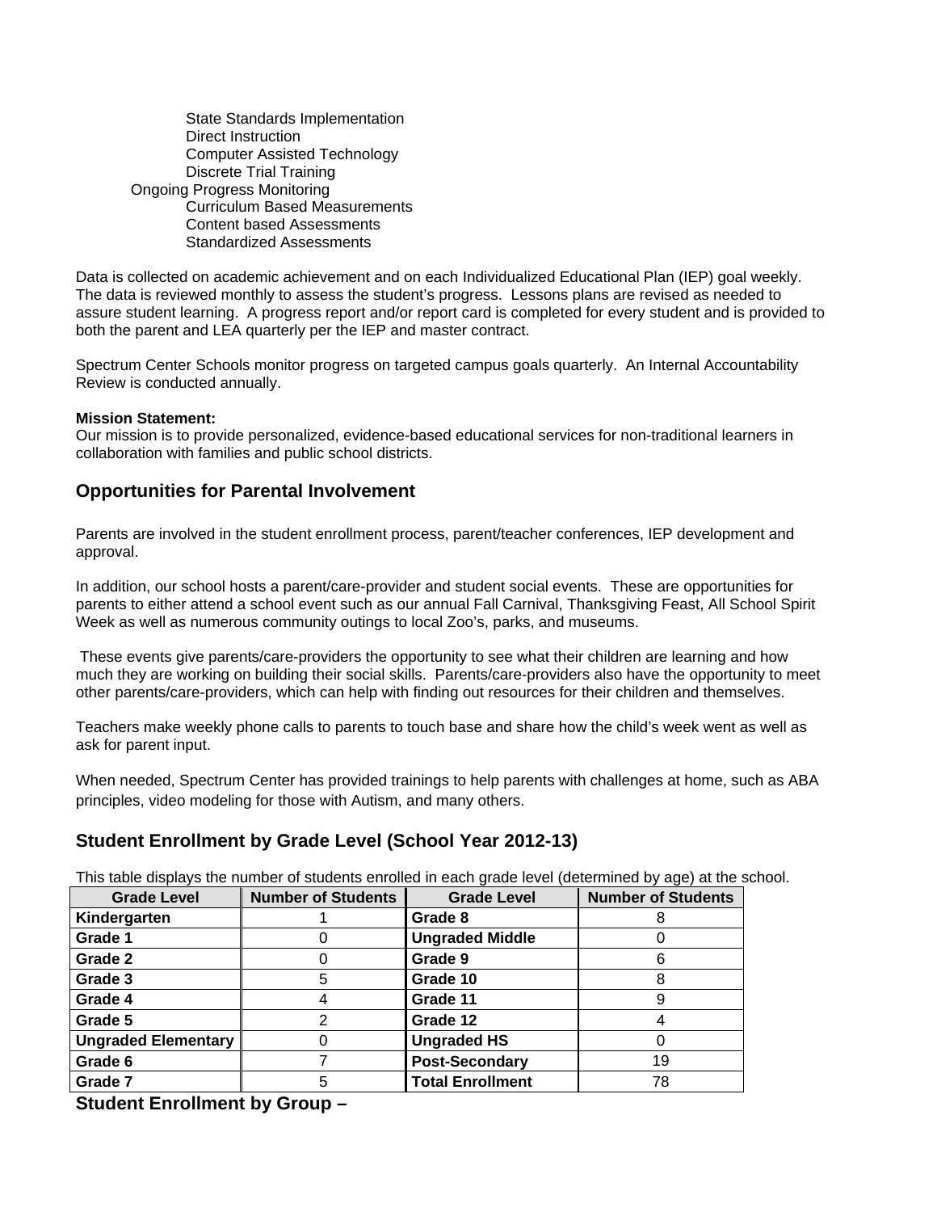- State Standards Implementation
- Direct Instruction
- Computer Assisted Technology
- Discrete Trial Training

Ongoing Progress Monitoring

- Curriculum Based Measurements
- Content based Assessments
- Standardized Assessments

Data is collected on academic achievement and on each Individualized Educational Plan (IEP) goal weekly. The data is reviewed monthly to assess the student's progress. Lessons plans are revised as needed to assure student learning. A progress report and/or report card is completed for every student and is provided to both the parent and LEA quarterly per the IEP and master contract.

Spectrum Center Schools monitor progress on targeted campus goals quarterly. An Internal Accountability Review is conducted annually.

**Mission Statement:**
Our mission is to provide personalized, evidence-based educational services for non-traditional learners in collaboration with families and public school districts.

## Opportunities for Parental Involvement

Parents are involved in the student enrollment process, parent/teacher conferences, IEP development and approval.

In addition, our school hosts a parent/care-provider and student social events. These are opportunities for parents to either attend a school event such as our annual Fall Carnival, Thanksgiving Feast, All School Spirit Week as well as numerous community outings to local Zoo's, parks, and museums.

These events give parents/care-providers the opportunity to see what their children are learning and how much they are working on building their social skills. Parents/care-providers also have the opportunity to meet other parents/care-providers, which can help with finding out resources for their children and themselves.

Teachers make weekly phone calls to parents to touch base and share how the child's week went as well as ask for parent input.

When needed, Spectrum Center has provided trainings to help parents with challenges at home, such as ABA principles, video modeling for those with Autism, and many others.

## Student Enrollment by Grade Level (School Year 2012-13)

This table displays the number of students enrolled in each grade level (determined by age) at the school.

| Grade Level | Number of Students | Grade Level | Number of Students |
|---|---|---|---|
| **Kindergarten** | 1 | **Grade 8** | 8 |
| **Grade 1** | 0 | **Ungraded Middle** | 0 |
| **Grade 2** | 0 | **Grade 9** | 6 |
| **Grade 3** | 5 | **Grade 10** | 8 |
| **Grade 4** | 4 | **Grade 11** | 9 |
| **Grade 5** | 2 | **Grade 12** | 4 |
| **Ungraded Elementary** | 0 | **Ungraded HS** | 0 |
| **Grade 6** | 7 | **Post-Secondary** | 19 |
| **Grade 7** | 5 | **Total Enrollment** | 78 |

## Student Enrollment by Group –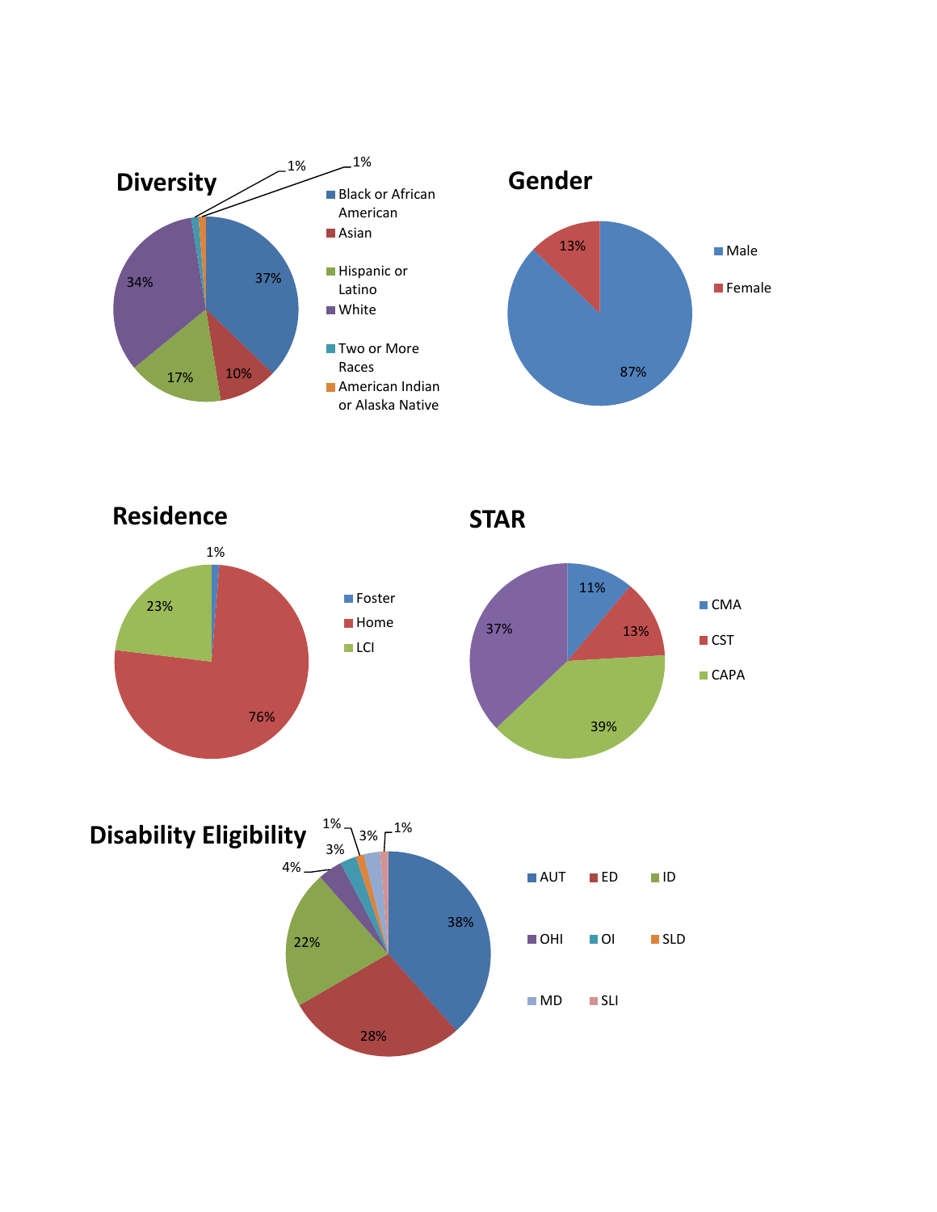## Diversity

1%

1%

Black or African American

Asian

Hispanic or Latino

White

Two or More Races

American Indian or Alaska Native

37%

10%

17%

34%

## Gender

Male

Female

13%

87%

## Residence

1%

Foster

Home

LCI

23%

76%

## STAR

CMA

CST

CAPA

11%

13%

39%

37%

## Disability Eligibility

1%

3%

1%

3%

4%

AUT

ED

ID

OHI

OI

SLD

MD

SLI

38%

28%

22%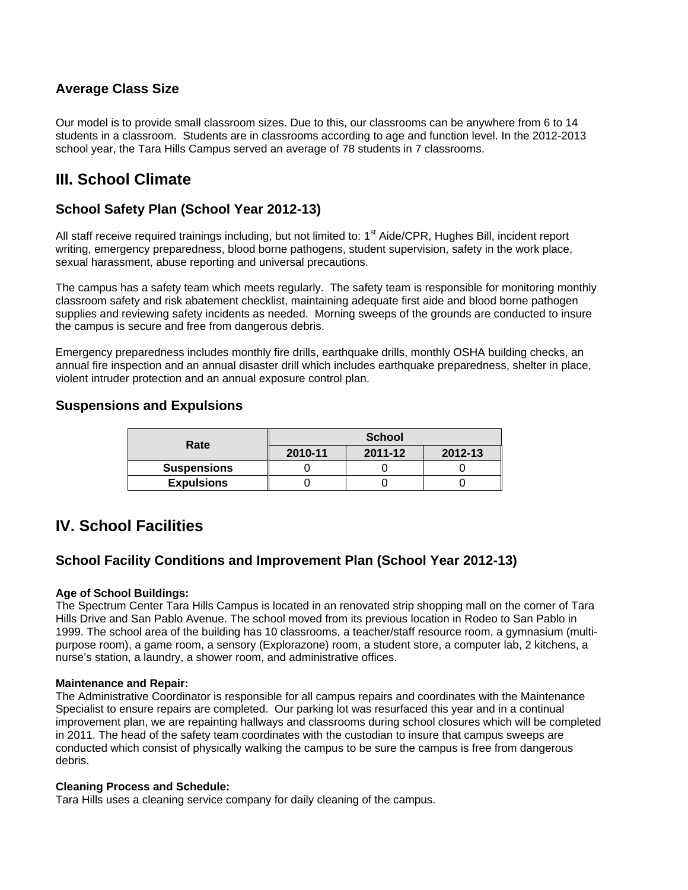### Average Class Size

Our model is to provide small classroom sizes. Due to this, our classrooms can be anywhere from 6 to 14 students in a classroom. Students are in classrooms according to age and function level. In the 2012-2013 school year, the Tara Hills Campus served an average of 78 students in 7 classrooms.

## III. School Climate

### School Safety Plan (School Year 2012-13)

All staff receive required trainings including, but not limited to: 1st Aide/CPR, Hughes Bill, incident report writing, emergency preparedness, blood borne pathogens, student supervision, safety in the work place, sexual harassment, abuse reporting and universal precautions.

The campus has a safety team which meets regularly. The safety team is responsible for monitoring monthly classroom safety and risk abatement checklist, maintaining adequate first aide and blood borne pathogen supplies and reviewing safety incidents as needed. Morning sweeps of the grounds are conducted to insure the campus is secure and free from dangerous debris.

Emergency preparedness includes monthly fire drills, earthquake drills, monthly OSHA building checks, an annual fire inspection and an annual disaster drill which includes earthquake preparedness, shelter in place, violent intruder protection and an annual exposure control plan.

### Suspensions and Expulsions

| Rate | School | | |
|---|---|---|---|
| | 2010-11 | 2011-12 | 2012-13 |
| Suspensions | 0 | 0 | 0 |
| Expulsions | 0 | 0 | 0 |

## IV. School Facilities

### School Facility Conditions and Improvement Plan (School Year 2012-13)

**Age of School Buildings:**
The Spectrum Center Tara Hills Campus is located in an renovated strip shopping mall on the corner of Tara Hills Drive and San Pablo Avenue. The school moved from its previous location in Rodeo to San Pablo in 1999. The school area of the building has 10 classrooms, a teacher/staff resource room, a gymnasium (multi-purpose room), a game room, a sensory (Explorazone) room, a student store, a computer lab, 2 kitchens, a nurse's station, a laundry, a shower room, and administrative offices.

**Maintenance and Repair:**
The Administrative Coordinator is responsible for all campus repairs and coordinates with the Maintenance Specialist to ensure repairs are completed. Our parking lot was resurfaced this year and in a continual improvement plan, we are repainting hallways and classrooms during school closures which will be completed in 2011. The head of the safety team coordinates with the custodian to insure that campus sweeps are conducted which consist of physically walking the campus to be sure the campus is free from dangerous debris.

**Cleaning Process and Schedule:**
Tara Hills uses a cleaning service company for daily cleaning of the campus.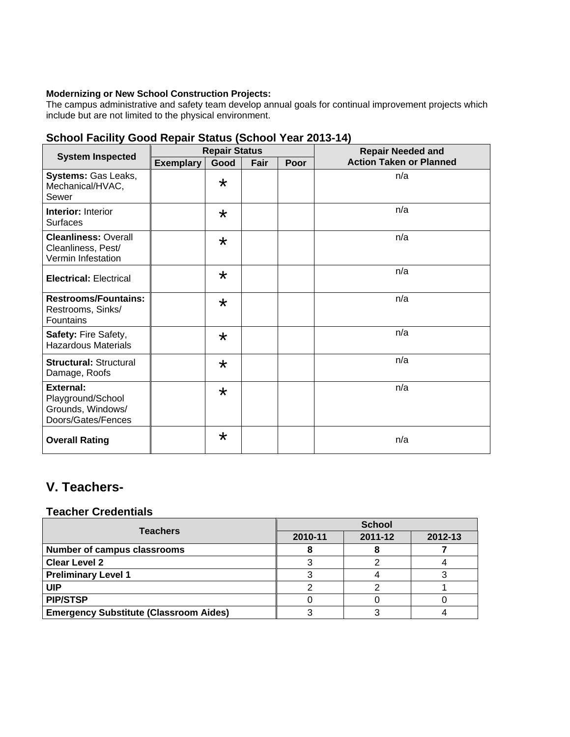**Modernizing or New School Construction Projects:**
The campus administrative and safety team develop annual goals for continual improvement projects which include but are not limited to the physical environment.

### School Facility Good Repair Status (School Year 2013-14)

| System Inspected | Repair Status | | | | Repair Needed and Action Taken or Planned |
|---|---|---|---|---|---|
| | Exemplary | Good | Fair | Poor | |
| **Systems:** Gas Leaks, Mechanical/HVAC, Sewer | | * | | | n/a |
| **Interior:** Interior Surfaces | | * | | | n/a |
| **Cleanliness:** Overall Cleanliness, Pest/ Vermin Infestation | | * | | | n/a |
| **Electrical:** Electrical | | * | | | n/a |
| **Restrooms/Fountains:** Restrooms, Sinks/ Fountains | | * | | | n/a |
| **Safety:** Fire Safety, Hazardous Materials | | * | | | n/a |
| **Structural:** Structural Damage, Roofs | | * | | | n/a |
| **External:** Playground/School Grounds, Windows/ Doors/Gates/Fences | | * | | | n/a |
| **Overall Rating** | | * | | | n/a |

## V. Teachers-

### Teacher Credentials

| Teachers | School | | |
|---|---|---|---|
| | 2010-11 | 2011-12 | 2012-13 |
| **Number of campus classrooms** | **8** | **8** | **7** |
| **Clear Level 2** | 3 | 2 | 4 |
| **Preliminary Level 1** | 3 | 4 | 3 |
| **UIP** | 2 | 2 | 1 |
| **PIP/STSP** | 0 | 0 | 0 |
| **Emergency Substitute (Classroom Aides)** | 3 | 3 | 4 |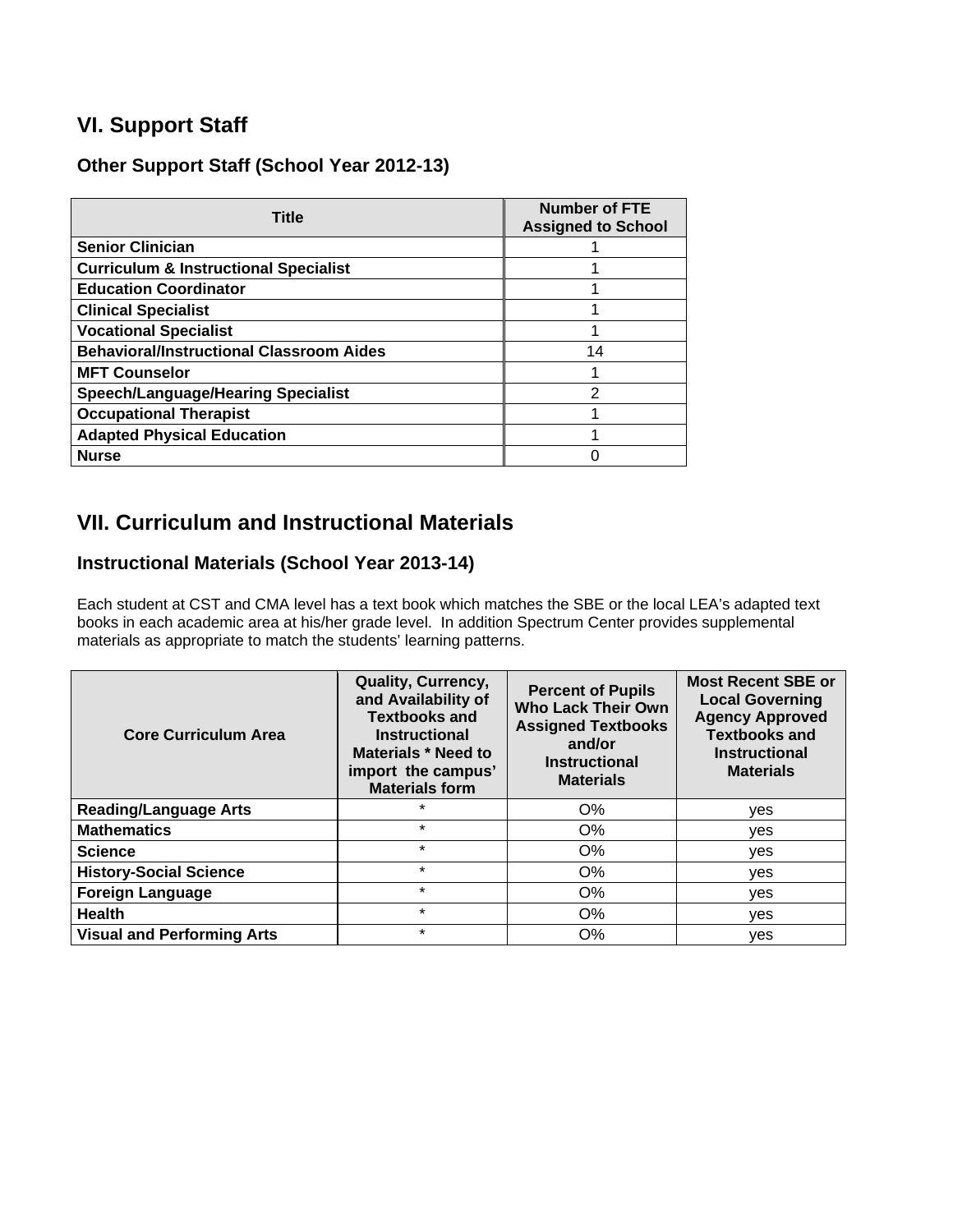## VI. Support Staff

### Other Support Staff (School Year 2012-13)

| Title | Number of FTE Assigned to School |
|---|---|
| **Senior Clinician** | 1 |
| **Curriculum & Instructional Specialist** | 1 |
| **Education Coordinator** | 1 |
| **Clinical Specialist** | 1 |
| **Vocational Specialist** | 1 |
| **Behavioral/Instructional Classroom Aides** | 14 |
| **MFT Counselor** | 1 |
| **Speech/Language/Hearing Specialist** | 2 |
| **Occupational Therapist** | 1 |
| **Adapted Physical Education** | 1 |
| **Nurse** | 0 |

## VII. Curriculum and Instructional Materials

### Instructional Materials (School Year 2013-14)

Each student at CST and CMA level has a text book which matches the SBE or the local LEA's adapted text books in each academic area at his/her grade level. In addition Spectrum Center provides supplemental materials as appropriate to match the students' learning patterns.

| Core Curriculum Area | Quality, Currency, and Availability of Textbooks and Instructional Materials * Need to import the campus' Materials form | Percent of Pupils Who Lack Their Own Assigned Textbooks and/or Instructional Materials | Most Recent SBE or Local Governing Agency Approved Textbooks and Instructional Materials |
|---|---|---|---|
| **Reading/Language Arts** | * | O% | yes |
| **Mathematics** | * | O% | yes |
| **Science** | * | O% | yes |
| **History-Social Science** | * | O% | yes |
| **Foreign Language** | * | O% | yes |
| **Health** | * | O% | yes |
| **Visual and Performing Arts** | * | O% | yes |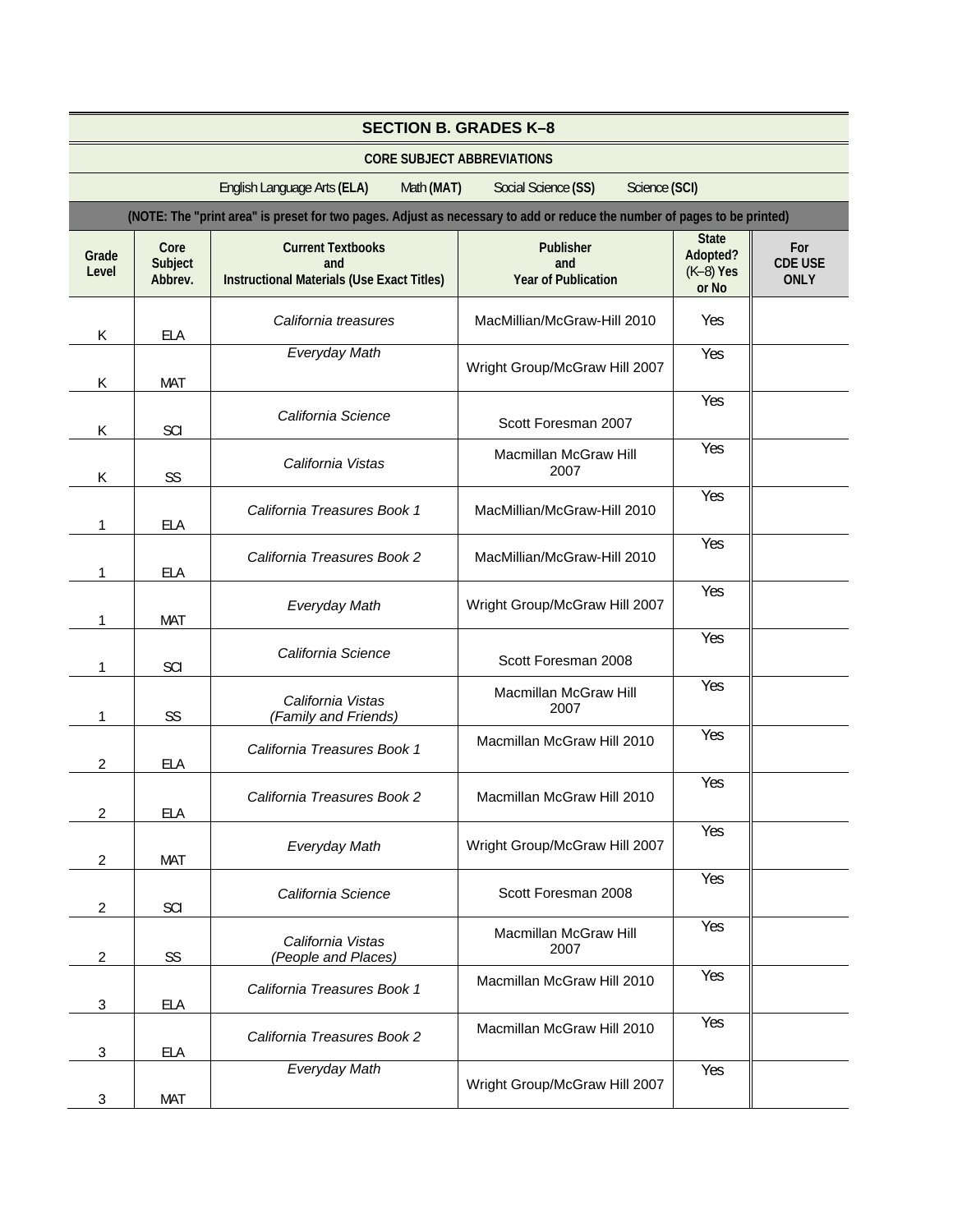## SECTION B. GRADES K–8

**CORE SUBJECT ABBREVIATIONS**

English Language Arts **(ELA)** Math **(MAT)** Social Science **(SS)** Science **(SCI)**

**(NOTE: The "print area" is preset for two pages. Adjust as necessary to add or reduce the number of pages to be printed)**

| Grade Level | Core Subject Abbrev. | Current Textbooks and Instructional Materials (Use Exact Titles) | Publisher and Year of Publication | State Adopted? (K–8) Yes or No | For CDE USE ONLY |
|---|---|---|---|---|---|
| K | ELA | *California treasures* | MacMillian/McGraw-Hill 2010 | Yes | |
| K | MAT | *Everyday Math* | Wright Group/McGraw Hill 2007 | Yes | |
| K | SCI | *California Science* | Scott Foresman 2007 | Yes | |
| K | SS | *California Vistas* | Macmillan McGraw Hill 2007 | Yes | |
| 1 | ELA | *California Treasures Book 1* | MacMillian/McGraw-Hill 2010 | Yes | |
| 1 | ELA | *California Treasures Book 2* | MacMillian/McGraw-Hill 2010 | Yes | |
| 1 | MAT | *Everyday Math* | Wright Group/McGraw Hill 2007 | Yes | |
| 1 | SCI | *California Science* | Scott Foresman 2008 | Yes | |
| 1 | SS | *California Vistas (Family and Friends)* | Macmillan McGraw Hill 2007 | Yes | |
| 2 | ELA | *California Treasures Book 1* | Macmillan McGraw Hill 2010 | Yes | |
| 2 | ELA | *California Treasures Book 2* | Macmillan McGraw Hill 2010 | Yes | |
| 2 | MAT | *Everyday Math* | Wright Group/McGraw Hill 2007 | Yes | |
| 2 | SCI | *California Science* | Scott Foresman 2008 | Yes | |
| 2 | SS | *California Vistas (People and Places)* | Macmillan McGraw Hill 2007 | Yes | |
| 3 | ELA | *California Treasures Book 1* | Macmillan McGraw Hill 2010 | Yes | |
| 3 | ELA | *California Treasures Book 2* | Macmillan McGraw Hill 2010 | Yes | |
| 3 | MAT | *Everyday Math* | Wright Group/McGraw Hill 2007 | Yes | |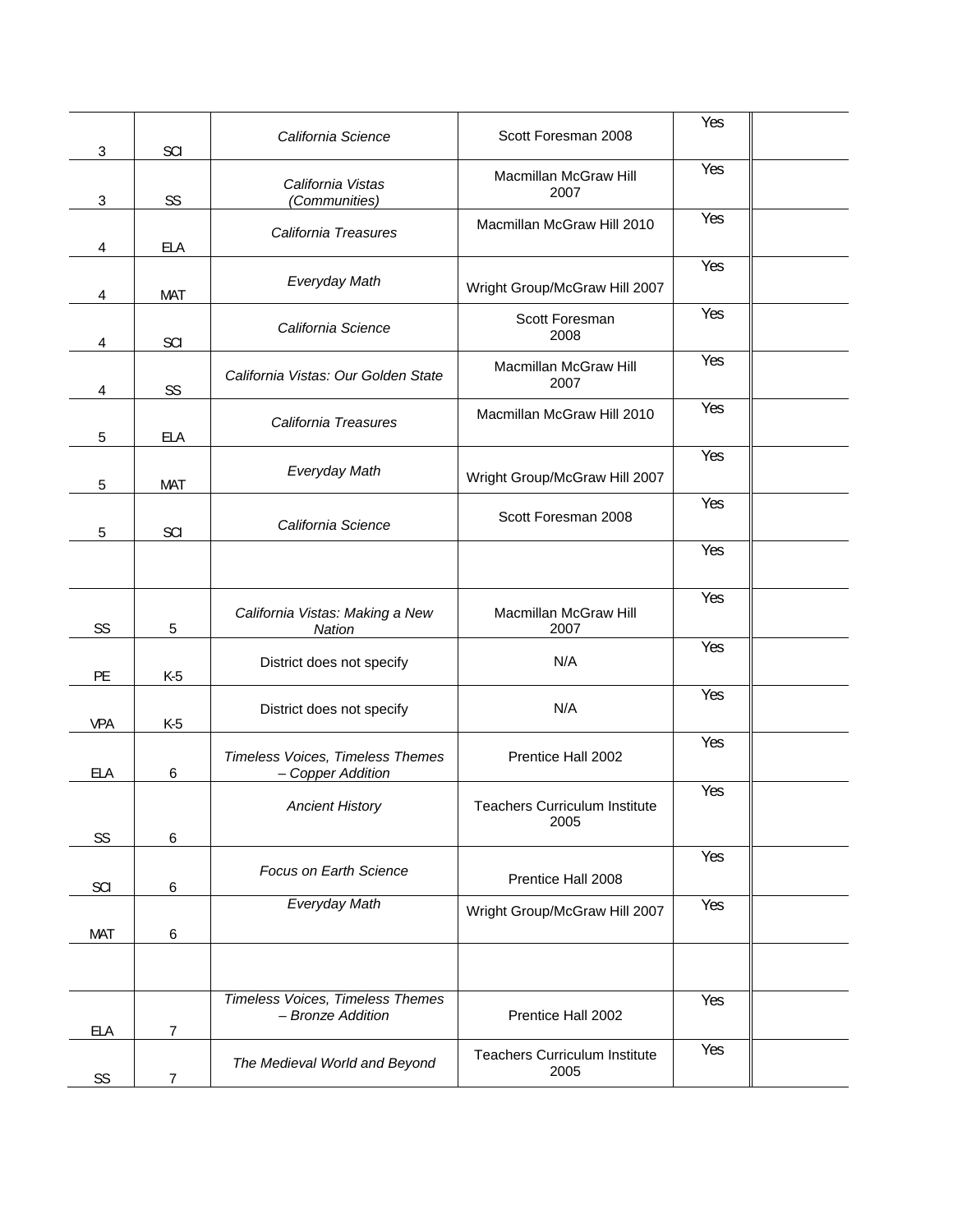| | | | | | |
|---|---|---|---|---|---|
| 3 | SCI | *California Science* | Scott Foresman 2008 | Yes | |
| 3 | SS | *California Vistas (Communities)* | Macmillan McGraw Hill 2007 | Yes | |
| 4 | ELA | *California Treasures* | Macmillan McGraw Hill 2010 | Yes | |
| 4 | MAT | *Everyday Math* | Wright Group/McGraw Hill 2007 | Yes | |
| 4 | SCI | *California Science* | Scott Foresman 2008 | Yes | |
| 4 | SS | *California Vistas: Our Golden State* | Macmillan McGraw Hill 2007 | Yes | |
| 5 | ELA | *California Treasures* | Macmillan McGraw Hill 2010 | Yes | |
| 5 | MAT | *Everyday Math* | Wright Group/McGraw Hill 2007 | Yes | |
| 5 | SCI | *California Science* | Scott Foresman 2008 | Yes | |
| | | | | Yes | |
| SS | 5 | *California Vistas: Making a New Nation* | Macmillan McGraw Hill 2007 | Yes | |
| PE | K-5 | District does not specify | N/A | Yes | |
| VPA | K-5 | District does not specify | N/A | Yes | |
| ELA | 6 | *Timeless Voices, Timeless Themes – Copper Addition* | Prentice Hall 2002 | Yes | |
| SS | 6 | *Ancient History* | Teachers Curriculum Institute 2005 | Yes | |
| SCI | 6 | *Focus on Earth Science* | Prentice Hall 2008 | Yes | |
| MAT | 6 | *Everyday Math* | Wright Group/McGraw Hill 2007 | Yes | |
| | | | | | |
| ELA | 7 | *Timeless Voices, Timeless Themes – Bronze Addition* | Prentice Hall 2002 | Yes | |
| SS | 7 | *The Medieval World and Beyond* | Teachers Curriculum Institute 2005 | Yes | |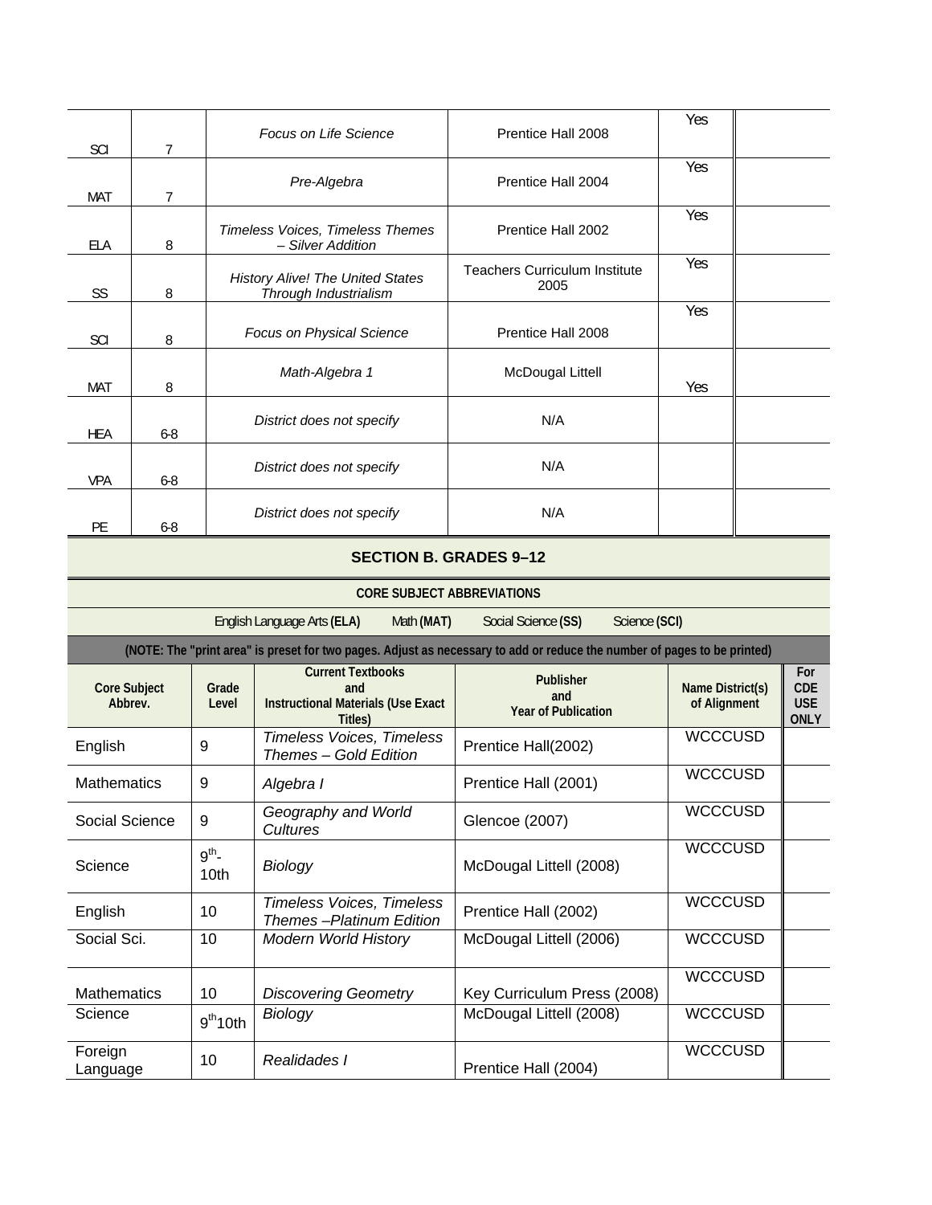| | | | | | |
|---|---|---|---|---|---|
| SCI | 7 | *Focus on Life Science* | Prentice Hall 2008 | Yes | |
| MAT | 7 | *Pre-Algebra* | Prentice Hall 2004 | Yes | |
| ELA | 8 | *Timeless Voices, Timeless Themes – Silver Addition* | Prentice Hall 2002 | Yes | |
| SS | 8 | *History Alive! The United States Through Industrialism* | Teachers Curriculum Institute 2005 | Yes | |
| SCI | 8 | *Focus on Physical Science* | Prentice Hall 2008 | Yes | |
| MAT | 8 | *Math-Algebra 1* | McDougal Littell | Yes | |
| HEA | 6-8 | *District does not specify* | N/A | | |
| VPA | 6-8 | *District does not specify* | N/A | | |
| PE | 6-8 | *District does not specify* | N/A | | |

## SECTION B. GRADES 9–12

**CORE SUBJECT ABBREVIATIONS**

English Language Arts **(ELA)** Math **(MAT)** Social Science **(SS)** Science **(SCI)**

**(NOTE: The "print area" is preset for two pages. Adjust as necessary to add or reduce the number of pages to be printed)**

| Core Subject Abbrev. | Grade Level | Current Textbooks and Instructional Materials (Use Exact Titles) | Publisher and Year of Publication | Name District(s) of Alignment | For CDE USE ONLY |
|---|---|---|---|---|---|
| English | 9 | *Timeless Voices, Timeless Themes – Gold Edition* | Prentice Hall(2002) | WCCCUSD | |
| Mathematics | 9 | *Algebra I* | Prentice Hall (2001) | WCCCUSD | |
| Social Science | 9 | *Geography and World Cultures* | Glencoe (2007) | WCCCUSD | |
| Science | 9th-10th | *Biology* | McDougal Littell (2008) | WCCCUSD | |
| English | 10 | *Timeless Voices, Timeless Themes –Platinum Edition* | Prentice Hall (2002) | WCCCUSD | |
| Social Sci. | 10 | *Modern World History* | McDougal Littell (2006) | WCCCUSD | |
| Mathematics | 10 | *Discovering Geometry* | Key Curriculum Press (2008) | WCCCUSD | |
| Science | 9th10th | *Biology* | McDougal Littell (2008) | WCCCUSD | |
| Foreign Language | 10 | *Realidades I* | Prentice Hall (2004) | WCCCUSD | |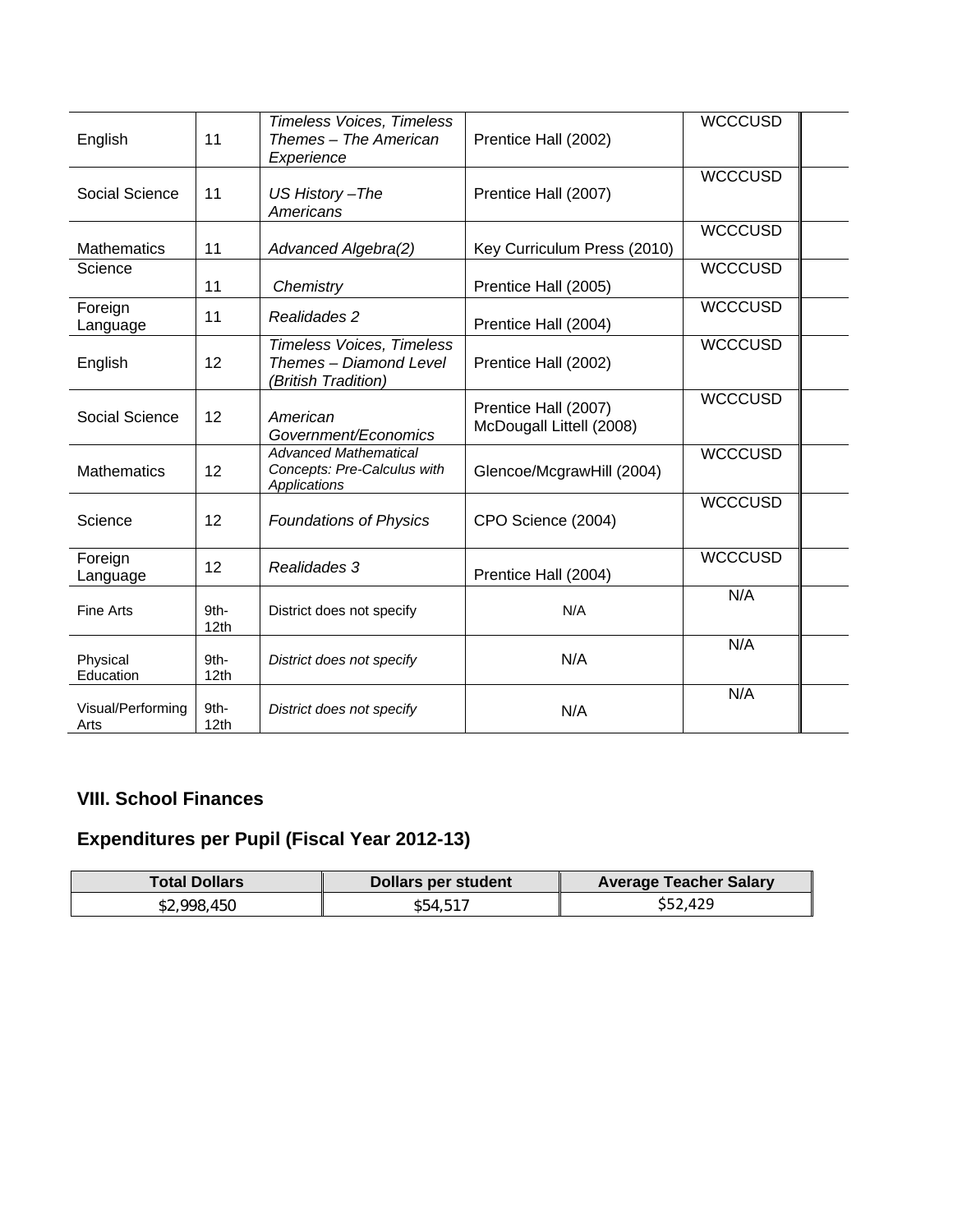| | | | | | |
|---|---|---|---|---|---|
| English | 11 | *Timeless Voices, Timeless Themes – The American Experience* | Prentice Hall (2002) | WCCCUSD | |
| Social Science | 11 | *US History –The Americans* | Prentice Hall (2007) | WCCCUSD | |
| Mathematics | 11 | *Advanced Algebra(2)* | Key Curriculum Press (2010) | WCCCUSD | |
| Science | 11 | *Chemistry* | Prentice Hall (2005) | WCCCUSD | |
| Foreign Language | 11 | *Realidades 2* | Prentice Hall (2004) | WCCCUSD | |
| English | 12 | *Timeless Voices, Timeless Themes – Diamond Level (British Tradition)* | Prentice Hall (2002) | WCCCUSD | |
| Social Science | 12 | *American Government/Economics* | Prentice Hall (2007) McDougall Littell (2008) | WCCCUSD | |
| Mathematics | 12 | *Advanced Mathematical Concepts: Pre-Calculus with Applications* | Glencoe/McgrawHill (2004) | WCCCUSD | |
| Science | 12 | *Foundations of Physics* | CPO Science (2004) | WCCCUSD | |
| Foreign Language | 12 | *Realidades 3* | Prentice Hall (2004) | WCCCUSD | |
| Fine Arts | 9th-12th | District does not specify | N/A | N/A | |
| Physical Education | 9th-12th | *District does not specify* | N/A | N/A | |
| Visual/Performing Arts | 9th-12th | *District does not specify* | N/A | N/A | |

## VIII. School Finances

## Expenditures per Pupil (Fiscal Year 2012-13)

| Total Dollars | Dollars per student | Average Teacher Salary |
|---|---|---|
| $2,998,450 | $54,517 | $52,429 |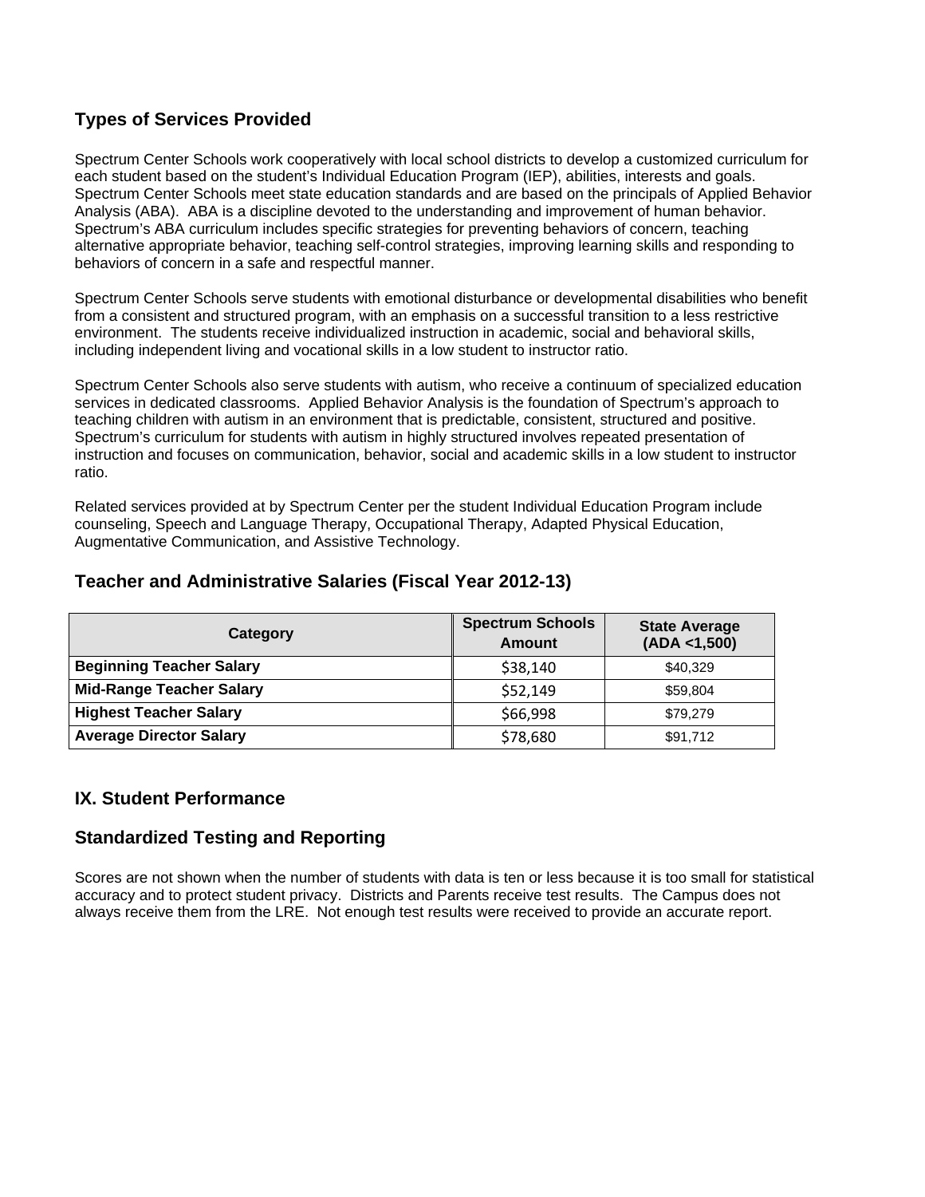## Types of Services Provided

Spectrum Center Schools work cooperatively with local school districts to develop a customized curriculum for each student based on the student's Individual Education Program (IEP), abilities, interests and goals. Spectrum Center Schools meet state education standards and are based on the principals of Applied Behavior Analysis (ABA). ABA is a discipline devoted to the understanding and improvement of human behavior. Spectrum's ABA curriculum includes specific strategies for preventing behaviors of concern, teaching alternative appropriate behavior, teaching self-control strategies, improving learning skills and responding to behaviors of concern in a safe and respectful manner.

Spectrum Center Schools serve students with emotional disturbance or developmental disabilities who benefit from a consistent and structured program, with an emphasis on a successful transition to a less restrictive environment. The students receive individualized instruction in academic, social and behavioral skills, including independent living and vocational skills in a low student to instructor ratio.

Spectrum Center Schools also serve students with autism, who receive a continuum of specialized education services in dedicated classrooms. Applied Behavior Analysis is the foundation of Spectrum's approach to teaching children with autism in an environment that is predictable, consistent, structured and positive. Spectrum's curriculum for students with autism in highly structured involves repeated presentation of instruction and focuses on communication, behavior, social and academic skills in a low student to instructor ratio.

Related services provided at by Spectrum Center per the student Individual Education Program include counseling, Speech and Language Therapy, Occupational Therapy, Adapted Physical Education, Augmentative Communication, and Assistive Technology.

## Teacher and Administrative Salaries (Fiscal Year 2012-13)

| Category | Spectrum Schools Amount | State Average (ADA <1,500) |
|---|---|---|
| **Beginning Teacher Salary** | $38,140 | $40,329 |
| **Mid-Range Teacher Salary** | $52,149 | $59,804 |
| **Highest Teacher Salary** | $66,998 | $79,279 |
| **Average Director Salary** | $78,680 | $91,712 |

## IX. Student Performance

## Standardized Testing and Reporting

Scores are not shown when the number of students with data is ten or less because it is too small for statistical accuracy and to protect student privacy. Districts and Parents receive test results. The Campus does not always receive them from the LRE. Not enough test results were received to provide an accurate report.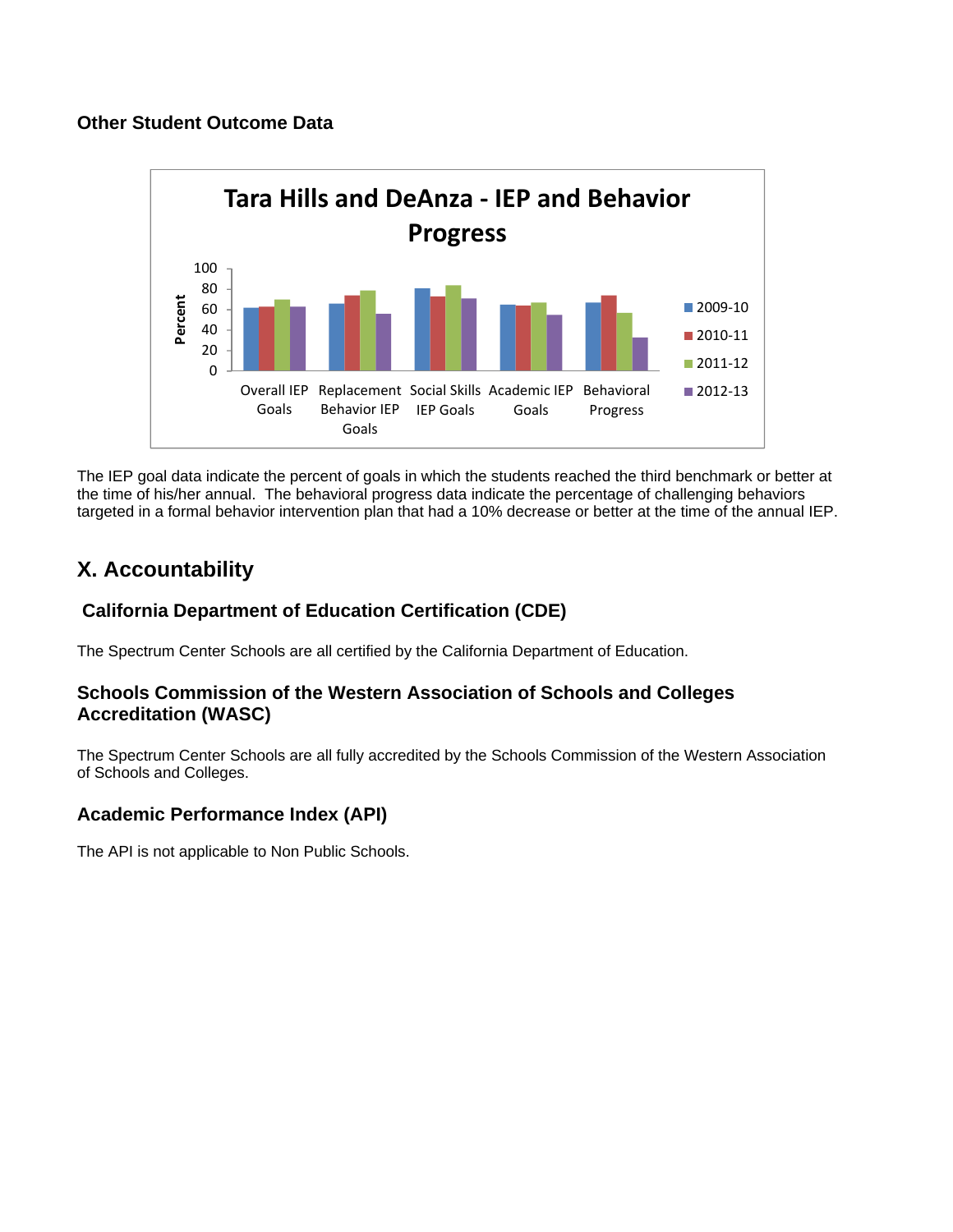### Other Student Outcome Data

Tara Hills and DeAnza - IEP and Behavior Progress

Percent

100
80
60
40
20
0

Overall IEP Goals
Replacement Behavior IEP Goals
Social Skills IEP Goals
Academic IEP Goals
Behavioral Progress

2009-10
2010-11
2011-12
2012-13

The IEP goal data indicate the percent of goals in which the students reached the third benchmark or better at the time of his/her annual. The behavioral progress data indicate the percentage of challenging behaviors targeted in a formal behavior intervention plan that had a 10% decrease or better at the time of the annual IEP.

## X. Accountability

### California Department of Education Certification (CDE)

The Spectrum Center Schools are all certified by the California Department of Education.

### Schools Commission of the Western Association of Schools and Colleges Accreditation (WASC)

The Spectrum Center Schools are all fully accredited by the Schools Commission of the Western Association of Schools and Colleges.

### Academic Performance Index (API)

The API is not applicable to Non Public Schools.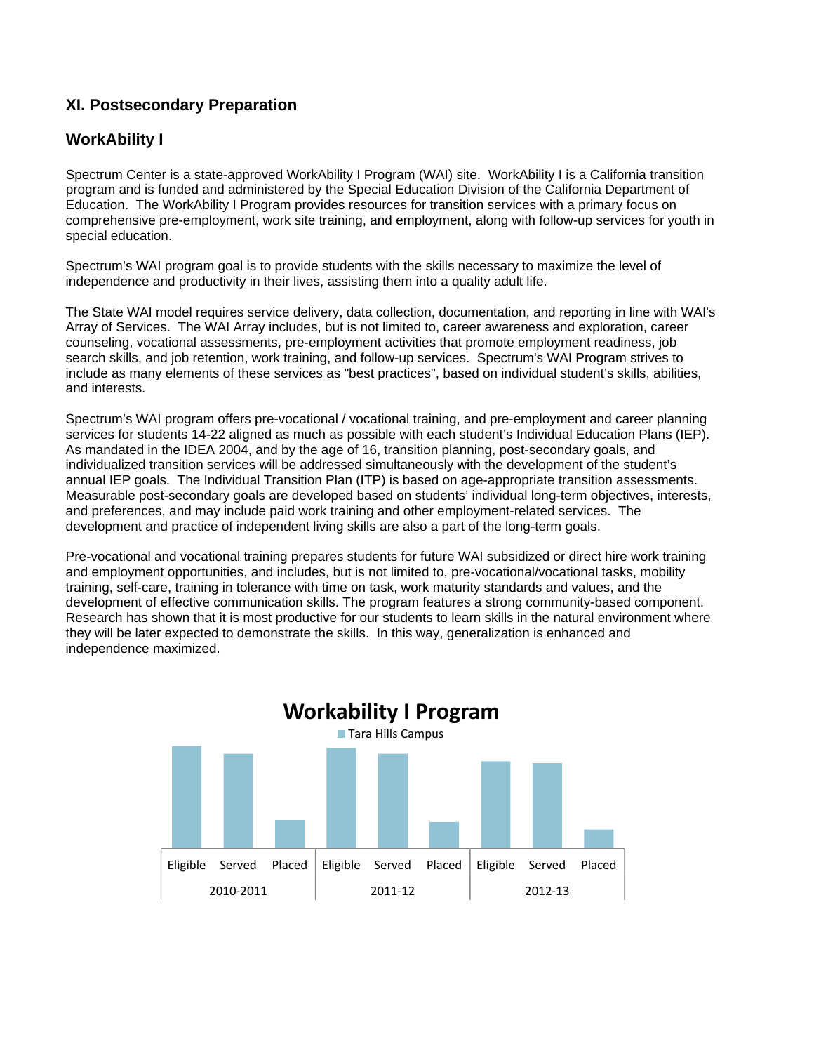## XI. Postsecondary Preparation

### WorkAbility I

Spectrum Center is a state-approved WorkAbility I Program (WAI) site. WorkAbility I is a California transition program and is funded and administered by the Special Education Division of the California Department of Education. The WorkAbility I Program provides resources for transition services with a primary focus on comprehensive pre-employment, work site training, and employment, along with follow-up services for youth in special education.

Spectrum's WAI program goal is to provide students with the skills necessary to maximize the level of independence and productivity in their lives, assisting them into a quality adult life.

The State WAI model requires service delivery, data collection, documentation, and reporting in line with WAI's Array of Services. The WAI Array includes, but is not limited to, career awareness and exploration, career counseling, vocational assessments, pre-employment activities that promote employment readiness, job search skills, and job retention, work training, and follow-up services. Spectrum's WAI Program strives to include as many elements of these services as "best practices", based on individual student's skills, abilities, and interests.

Spectrum's WAI program offers pre-vocational / vocational training, and pre-employment and career planning services for students 14-22 aligned as much as possible with each student's Individual Education Plans (IEP). As mandated in the IDEA 2004, and by the age of 16, transition planning, post-secondary goals, and individualized transition services will be addressed simultaneously with the development of the student's annual IEP goals. The Individual Transition Plan (ITP) is based on age-appropriate transition assessments. Measurable post-secondary goals are developed based on students' individual long-term objectives, interests, and preferences, and may include paid work training and other employment-related services. The development and practice of independent living skills are also a part of the long-term goals.

Pre-vocational and vocational training prepares students for future WAI subsidized or direct hire work training and employment opportunities, and includes, but is not limited to, pre-vocational/vocational tasks, mobility training, self-care, training in tolerance with time on task, work maturity standards and values, and the development of effective communication skills. The program features a strong community-based component. Research has shown that it is most productive for our students to learn skills in the natural environment where they will be later expected to demonstrate the skills. In this way, generalization is enhanced and independence maximized.

Workability I Program

Tara Hills Campus

Eligible Served Placed Eligible Served Placed Eligible Served Placed

2010-2011 2011-12 2012-13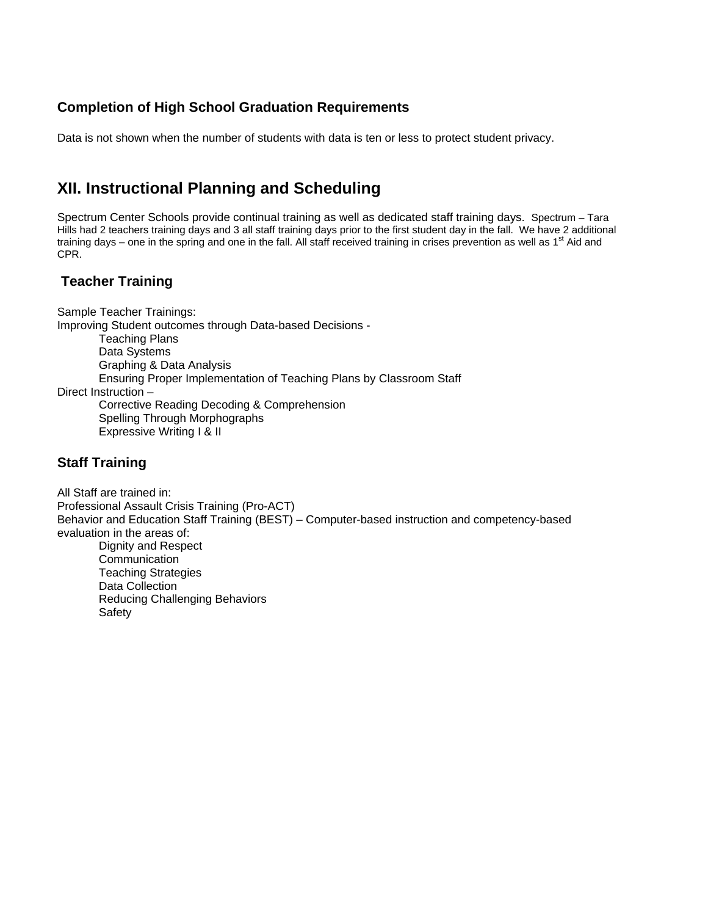### Completion of High School Graduation Requirements

Data is not shown when the number of students with data is ten or less to protect student privacy.

## XII. Instructional Planning and Scheduling

Spectrum Center Schools provide continual training as well as dedicated staff training days. Spectrum – Tara Hills had 2 teachers training days and 3 all staff training days prior to the first student day in the fall. We have 2 additional training days – one in the spring and one in the fall. All staff received training in crises prevention as well as 1st Aid and CPR.

### Teacher Training

Sample Teacher Trainings:
Improving Student outcomes through Data-based Decisions -
- Teaching Plans
- Data Systems
- Graphing & Data Analysis
- Ensuring Proper Implementation of Teaching Plans by Classroom Staff

Direct Instruction –
- Corrective Reading Decoding & Comprehension
- Spelling Through Morphographs
- Expressive Writing I & II

### Staff Training

All Staff are trained in:
Professional Assault Crisis Training (Pro-ACT)
Behavior and Education Staff Training (BEST) – Computer-based instruction and competency-based evaluation in the areas of:
- Dignity and Respect
- Communication
- Teaching Strategies
- Data Collection
- Reducing Challenging Behaviors
- Safety